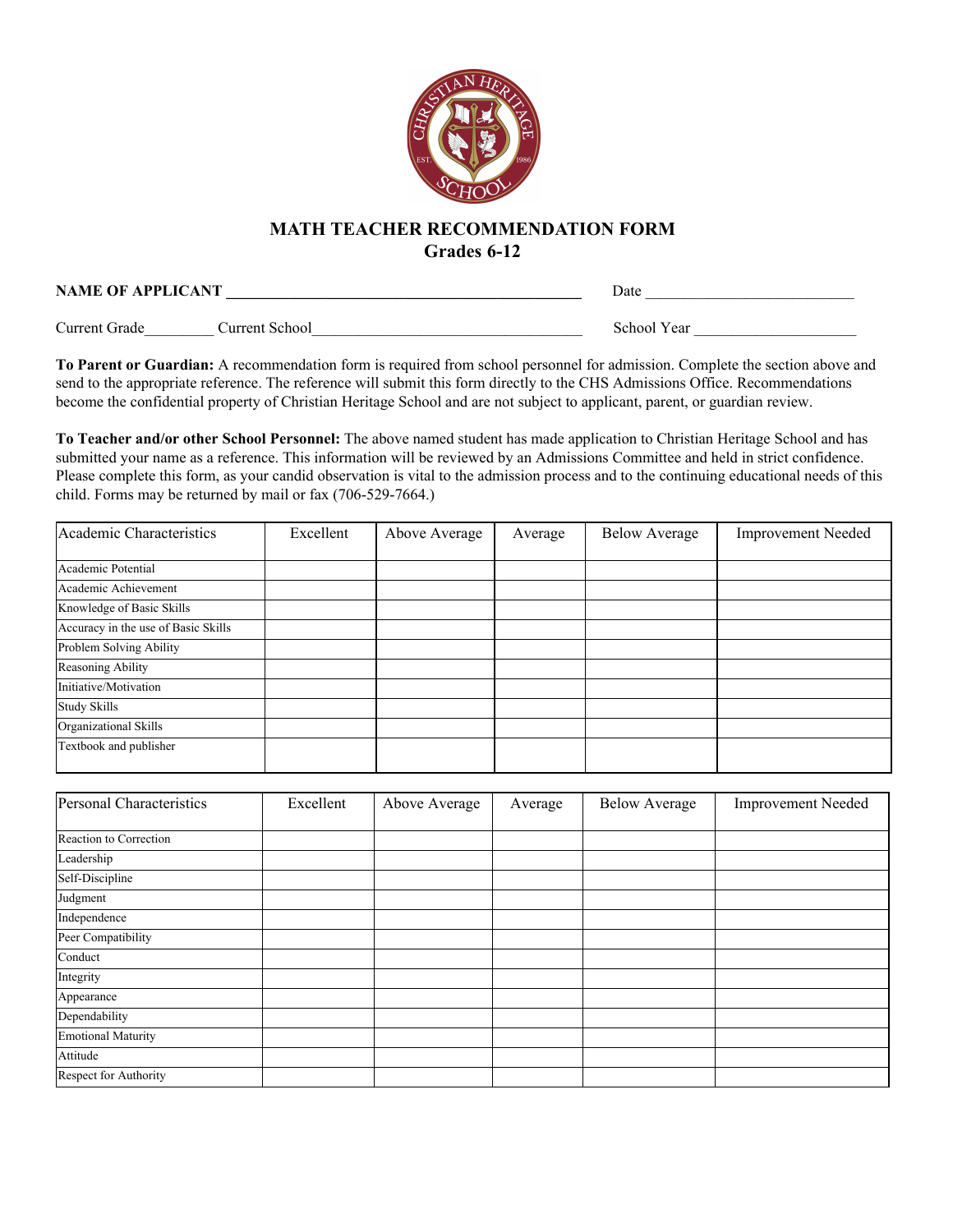# MATH TEACHER RECOMMENDATION FORM

## Grades 6-12

**NAME OF APPLICANT** ______________________________________________ Date ___________________________

Current Grade_________ Current School__________________________________ School Year _____________________

**To Parent or Guardian:** A recommendation form is required from school personnel for admission. Complete the section above and send to the appropriate reference. The reference will submit this form directly to the CHS Admissions Office. Recommendations become the confidential property of Christian Heritage School and are not subject to applicant, parent, or guardian review.

**To Teacher and/or other School Personnel:** The above named student has made application to Christian Heritage School and has submitted your name as a reference. This information will be reviewed by an Admissions Committee and held in strict confidence. Please complete this form, as your candid observation is vital to the admission process and to the continuing educational needs of this child. Forms may be returned by mail or fax (706-529-7664.)

| Academic Characteristics | Excellent | Above Average | Average | Below Average | Improvement Needed |
|---|---|---|---|---|---|
| Academic Potential | | | | | |
| Academic Achievement | | | | | |
| Knowledge of Basic Skills | | | | | |
| Accuracy in the use of Basic Skills | | | | | |
| Problem Solving Ability | | | | | |
| Reasoning Ability | | | | | |
| Initiative/Motivation | | | | | |
| Study Skills | | | | | |
| Organizational Skills | | | | | |
| Textbook and publisher | | | | | |

| Personal Characteristics | Excellent | Above Average | Average | Below Average | Improvement Needed |
|---|---|---|---|---|---|
| Reaction to Correction | | | | | |
| Leadership | | | | | |
| Self-Discipline | | | | | |
| Judgment | | | | | |
| Independence | | | | | |
| Peer Compatibility | | | | | |
| Conduct | | | | | |
| Integrity | | | | | |
| Appearance | | | | | |
| Dependability | | | | | |
| Emotional Maturity | | | | | |
| Attitude | | | | | |
| Respect for Authority | | | | | |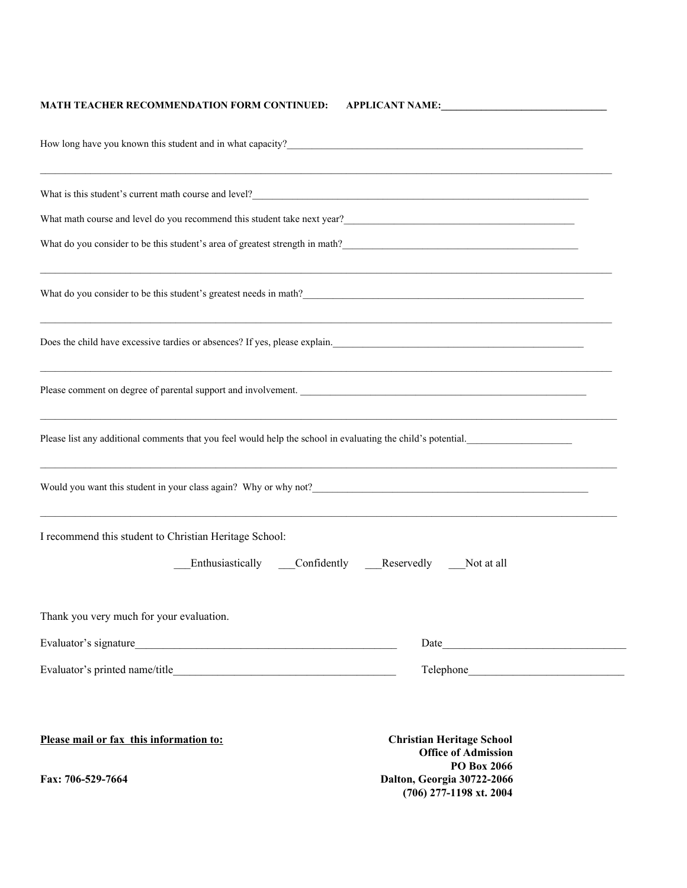**MATH TEACHER RECOMMENDATION FORM CONTINUED: APPLICANT NAME:________________________________**

How long have you known this student and in what capacity?_______________________________________________________________

___________________________________________________________________________________________________________

What is this student's current math course and level?__________________________________________________________________

What math course and level do you recommend this student take next year?_______________________________________________

What do you consider to be this student's area of greatest strength in math?_______________________________________________

___________________________________________________________________________________________________________

What do you consider to be this student's greatest needs in math?_______________________________________________________

___________________________________________________________________________________________________________

Does the child have excessive tardies or absences? If yes, please explain.__________________________________________________

___________________________________________________________________________________________________________

Please comment on degree of parental support and involvement. ________________________________________________________

___________________________________________________________________________________________________________

Please list any additional comments that you feel would help the school in evaluating the child's potential.____________________

___________________________________________________________________________________________________________

Would you want this student in your class again? Why or why not?_______________________________________________________

___________________________________________________________________________________________________________

I recommend this student to Christian Heritage School:

___Enthusiastically ___Confidently ___Reservedly ___Not at all

Thank you very much for your evaluation.

Evaluator's signature_______________________________________________ Date________________________________

Evaluator's printed name/title_________________________________________ Telephone___________________________

**Please mail or fax this information to:**

**Fax: 706-529-7664**

**Christian Heritage School**
**Office of Admission**
**PO Box 2066**
**Dalton, Georgia 30722-2066**
**(706) 277-1198 xt. 2004**